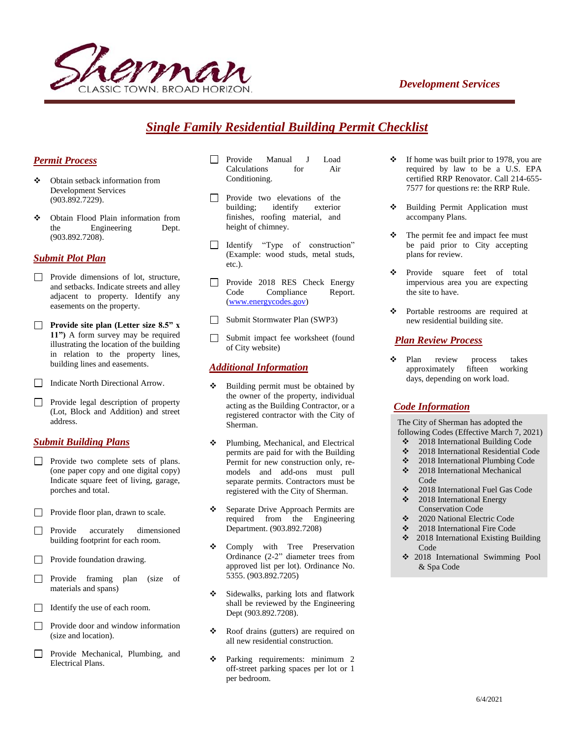Sherman
CLASSIC TOWN. BROAD HORIZON.

*Development Services*

# Single Family Residential Building Permit Checklist

## Permit Process

- Obtain setback information from Development Services (903.892.7229).
- Obtain Flood Plain information from the Engineering Dept. (903.892.7208).

## Submit Plot Plan

- ☐ Provide dimensions of lot, structure, and setbacks. Indicate streets and alley adjacent to property. Identify any easements on the property.
- ☐ **Provide site plan (Letter size 8.5" x 11")** A form survey may be required illustrating the location of the building in relation to the property lines, building lines and easements.
- ☐ Indicate North Directional Arrow.
- ☐ Provide legal description of property (Lot, Block and Addition) and street address.

## Submit Building Plans

- ☐ Provide two complete sets of plans. (one paper copy and one digital copy) Indicate square feet of living, garage, porches and total.
- ☐ Provide floor plan, drawn to scale.
- ☐ Provide accurately dimensioned building footprint for each room.
- ☐ Provide foundation drawing.
- ☐ Provide framing plan (size of materials and spans)
- ☐ Identify the use of each room.
- ☐ Provide door and window information (size and location).
- ☐ Provide Mechanical, Plumbing, and Electrical Plans.
- ☐ Provide Manual J Load Calculations for Air Conditioning.
- ☐ Provide two elevations of the building; identify exterior finishes, roofing material, and height of chimney.
- ☐ Identify "Type of construction" (Example: wood studs, metal studs, etc.).
- ☐ Provide 2018 RES Check Energy Code Compliance Report. (www.energycodes.gov)
- ☐ Submit Stormwater Plan (SWP3)
- ☐ Submit impact fee worksheet (found of City website)

## Additional Information

- Building permit must be obtained by the owner of the property, individual acting as the Building Contractor, or a registered contractor with the City of Sherman.
- Plumbing, Mechanical, and Electrical permits are paid for with the Building Permit for new construction only, re-models and add-ons must pull separate permits. Contractors must be registered with the City of Sherman.
- Separate Drive Approach Permits are required from the Engineering Department. (903.892.7208)
- Comply with Tree Preservation Ordinance (2-2" diameter trees from approved list per lot). Ordinance No. 5355. (903.892.7205)
- Sidewalks, parking lots and flatwork shall be reviewed by the Engineering Dept (903.892.7208).
- Roof drains (gutters) are required on all new residential construction.
- Parking requirements: minimum 2 off-street parking spaces per lot or 1 per bedroom.
- If home was built prior to 1978, you are required by law to be a U.S. EPA certified RRP Renovator. Call 214-655-7577 for questions re: the RRP Rule.
- Building Permit Application must accompany Plans.
- The permit fee and impact fee must be paid prior to City accepting plans for review.
- Provide square feet of total impervious area you are expecting the site to have.
- Portable restrooms are required at new residential building site.

## Plan Review Process

- Plan review process takes approximately fifteen working days, depending on work load.

## Code Information

The City of Sherman has adopted the following Codes (Effective March 7, 2021)

- 2018 International Building Code
- 2018 International Residential Code
- 2018 International Plumbing Code
- 2018 International Mechanical Code
- 2018 International Fuel Gas Code
- 2018 International Energy Conservation Code
- 2020 National Electric Code
- 2018 International Fire Code
- 2018 International Existing Building Code
- 2018 International Swimming Pool & Spa Code

6/4/2021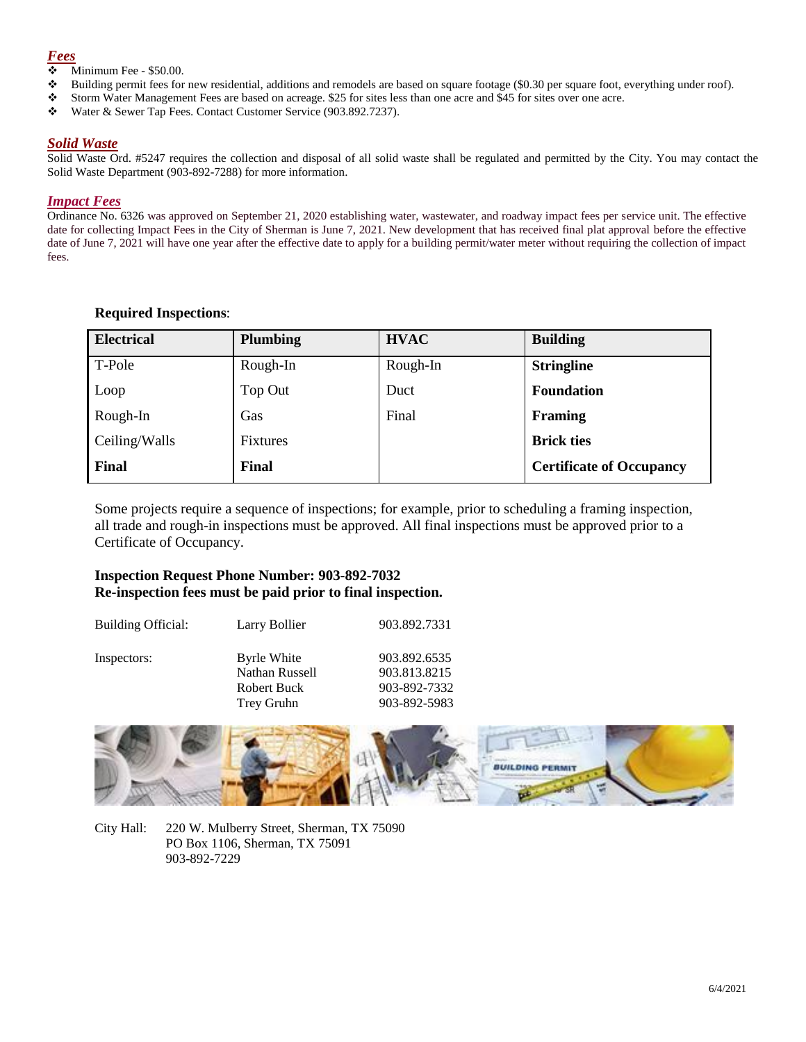## *Fees*

- Minimum Fee - $50.00.
- Building permit fees for new residential, additions and remodels are based on square footage ($0.30 per square foot, everything under roof).
- Storm Water Management Fees are based on acreage. $25 for sites less than one acre and $45 for sites over one acre.
- Water & Sewer Tap Fees. Contact Customer Service (903.892.7237).

## *Solid Waste*

Solid Waste Ord. #5247 requires the collection and disposal of all solid waste shall be regulated and permitted by the City. You may contact the Solid Waste Department (903-892-7288) for more information.

## *Impact Fees*

Ordinance No. 6326 was approved on September 21, 2020 establishing water, wastewater, and roadway impact fees per service unit. The effective date for collecting Impact Fees in the City of Sherman is June 7, 2021. New development that has received final plat approval before the effective date of June 7, 2021 will have one year after the effective date to apply for a building permit/water meter without requiring the collection of impact fees.

**Required Inspections**:

| Electrical | Plumbing | HVAC | Building |
|---|---|---|---|
| T-Pole | Rough-In | Rough-In | **Stringline** |
| Loop | Top Out | Duct | **Foundation** |
| Rough-In | Gas | Final | **Framing** |
| Ceiling/Walls | Fixtures | | **Brick ties** |
| **Final** | **Final** | | **Certificate of Occupancy** |

Some projects require a sequence of inspections; for example, prior to scheduling a framing inspection, all trade and rough-in inspections must be approved. All final inspections must be approved prior to a Certificate of Occupancy.

**Inspection Request Phone Number: 903-892-7032**
**Re-inspection fees must be paid prior to final inspection.**

| | | |
|---|---|---|
| Building Official: | Larry Bollier | 903.892.7331 |
| Inspectors: | Byrle White | 903.892.6535 |
| | Nathan Russell | 903.813.8215 |
| | Robert Buck | 903-892-7332 |
| | Trey Gruhn | 903-892-5983 |

City Hall: 220 W. Mulberry Street, Sherman, TX 75090
PO Box 1106, Sherman, TX 75091
903-892-7229

6/4/2021